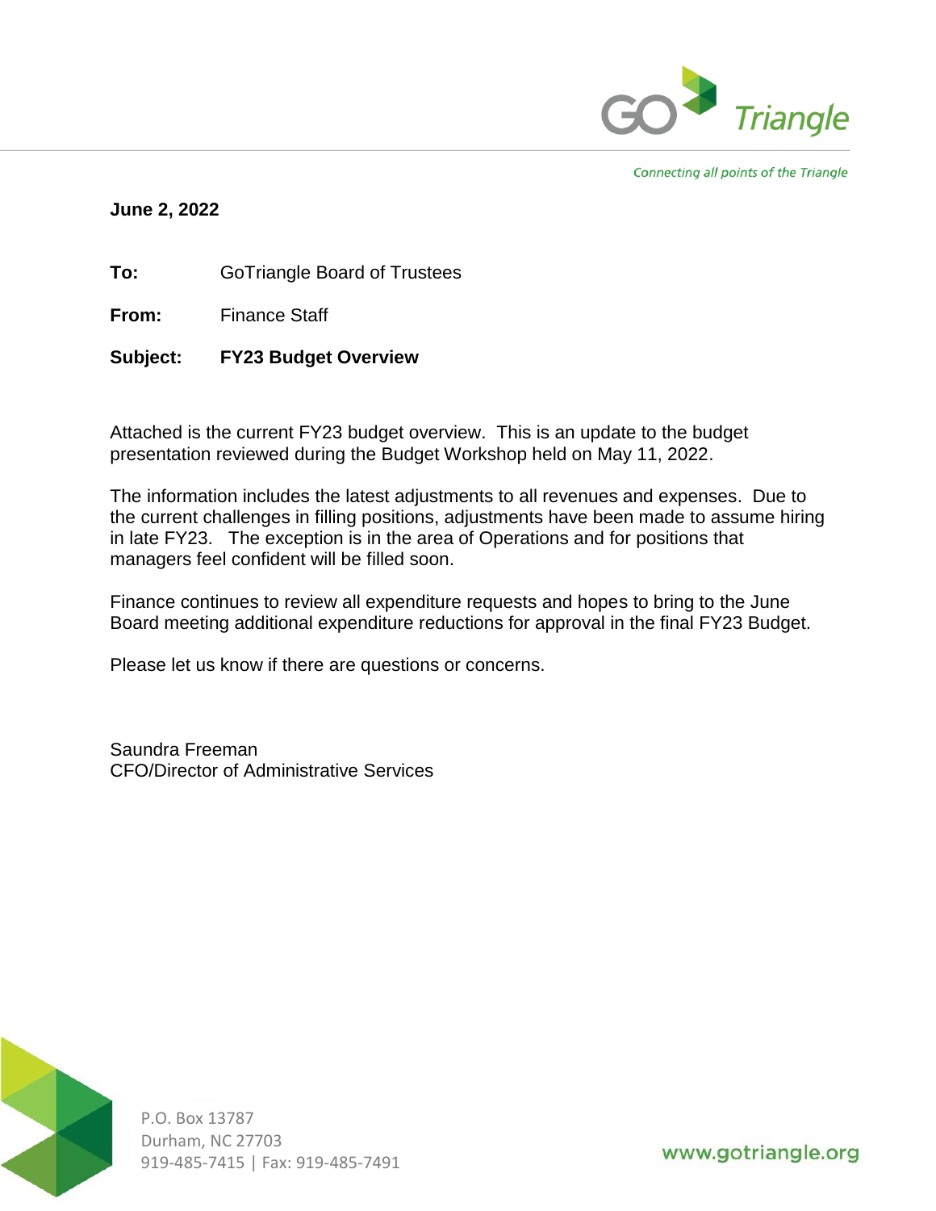**June 2, 2022**

**To:** GoTriangle Board of Trustees

**From:** Finance Staff

**Subject:** **FY23 Budget Overview**

Attached is the current FY23 budget overview. This is an update to the budget presentation reviewed during the Budget Workshop held on May 11, 2022.

The information includes the latest adjustments to all revenues and expenses. Due to the current challenges in filling positions, adjustments have been made to assume hiring in late FY23. The exception is in the area of Operations and for positions that managers feel confident will be filled soon.

Finance continues to review all expenditure requests and hopes to bring to the June Board meeting additional expenditure reductions for approval in the final FY23 Budget.

Please let us know if there are questions or concerns.

Saundra Freeman
CFO/Director of Administrative Services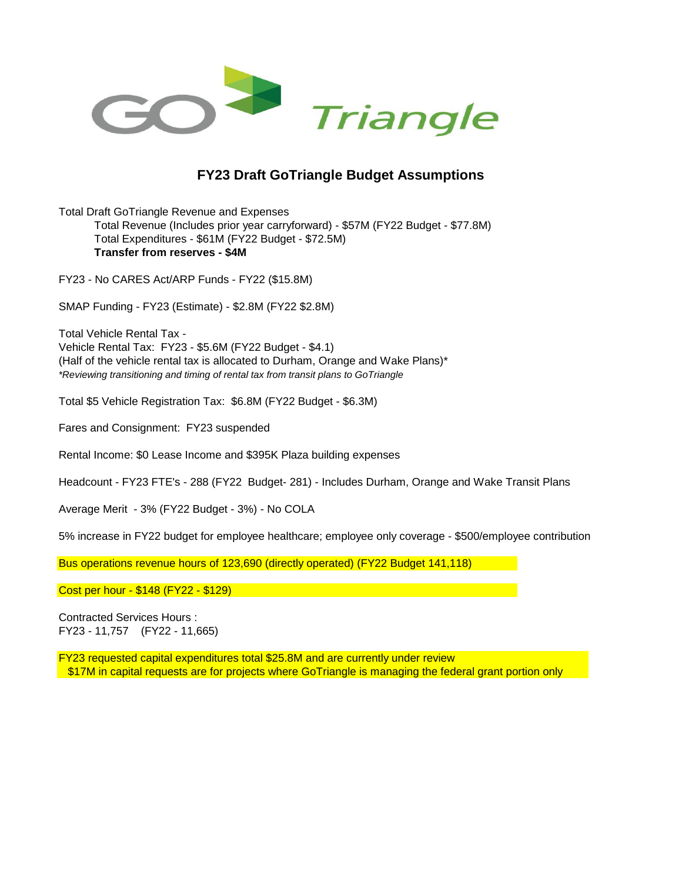# FY23 Draft GoTriangle Budget Assumptions

Total Draft GoTriangle Revenue and Expenses

- Total Revenue (Includes prior year carryforward) - $57M (FY22 Budget - $77.8M)
- Total Expenditures - $61M (FY22 Budget - $72.5M)
- **Transfer from reserves - $4M**

FY23 - No CARES Act/ARP Funds - FY22 ($15.8M)

SMAP Funding - FY23 (Estimate) - $2.8M (FY22 $2.8M)

Total Vehicle Rental Tax -
Vehicle Rental Tax: FY23 - $5.6M (FY22 Budget - $4.1)
(Half of the vehicle rental tax is allocated to Durham, Orange and Wake Plans)*
*\*Reviewing transitioning and timing of rental tax from transit plans to GoTriangle*

Total $5 Vehicle Registration Tax: $6.8M (FY22 Budget - $6.3M)

Fares and Consignment: FY23 suspended

Rental Income: $0 Lease Income and $395K Plaza building expenses

Headcount - FY23 FTE's - 288 (FY22 Budget- 281) - Includes Durham, Orange and Wake Transit Plans

Average Merit - 3% (FY22 Budget - 3%) - No COLA

5% increase in FY22 budget for employee healthcare; employee only coverage - $500/employee contribution

Bus operations revenue hours of 123,690 (directly operated) (FY22 Budget 141,118)

Cost per hour - $148 (FY22 - $129)

Contracted Services Hours :
FY23 - 11,757 (FY22 - 11,665)

FY23 requested capital expenditures total $25.8M and are currently under review
$17M in capital requests are for projects where GoTriangle is managing the federal grant portion only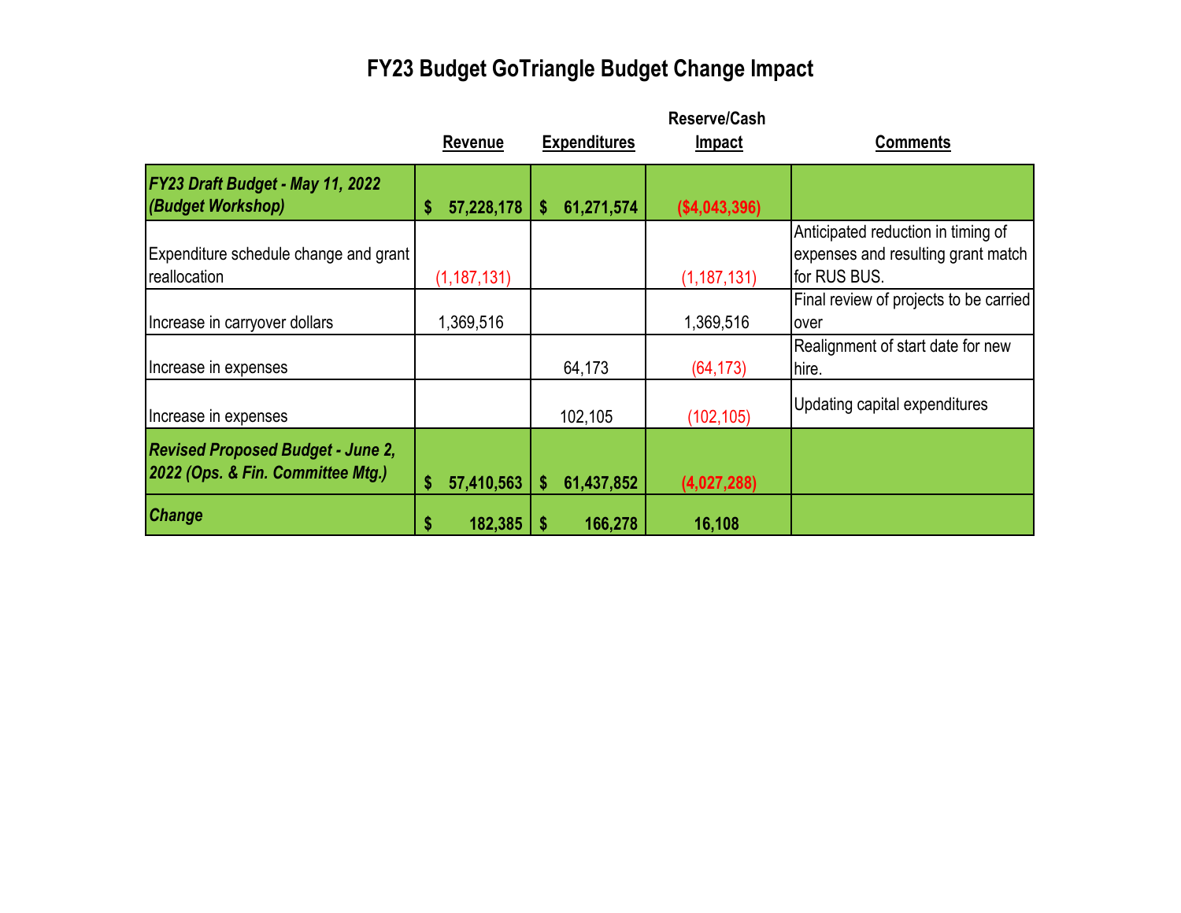# FY23 Budget GoTriangle Budget Change Impact

| | Revenue | Expenditures | Reserve/Cash Impact | Comments |
|---|---|---|---|---|
| ***FY23 Draft Budget - May 11, 2022 (Budget Workshop)*** | **$ 57,228,178** | **$ 61,271,574** | **($4,043,396)** | |
| Expenditure schedule change and grant reallocation | (1,187,131) | | (1,187,131) | Anticipated reduction in timing of expenses and resulting grant match for RUS BUS. |
| Increase in carryover dollars | 1,369,516 | | 1,369,516 | Final review of projects to be carried over |
| Increase in expenses | | 64,173 | (64,173) | Realignment of start date for new hire. |
| Increase in expenses | | 102,105 | (102,105) | Updating capital expenditures |
| ***Revised Proposed Budget - June 2, 2022 (Ops. & Fin. Committee Mtg.)*** | **$ 57,410,563** | **$ 61,437,852** | **(4,027,288)** | |
| ***Change*** | **$ 182,385** | **$ 166,278** | **16,108** | |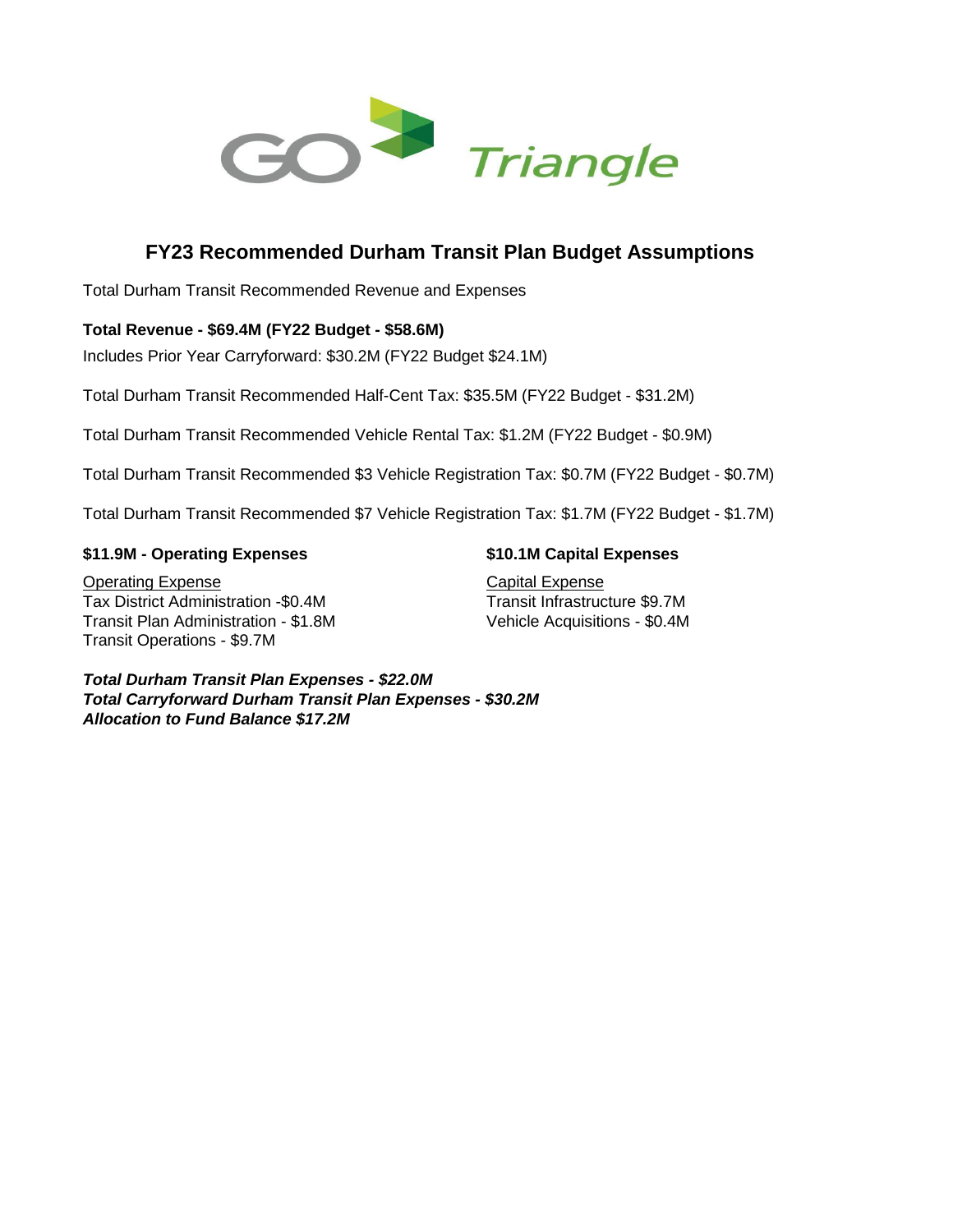GO Triangle

## FY23 Recommended Durham Transit Plan Budget Assumptions

Total Durham Transit Recommended Revenue and Expenses

**Total Revenue - $69.4M (FY22 Budget - $58.6M)**

Includes Prior Year Carryforward: $30.2M (FY22 Budget $24.1M)

Total Durham Transit Recommended Half-Cent Tax: $35.5M (FY22 Budget - $31.2M)

Total Durham Transit Recommended Vehicle Rental Tax: $1.2M (FY22 Budget - $0.9M)

Total Durham Transit Recommended $3 Vehicle Registration Tax: $0.7M (FY22 Budget - $0.7M)

Total Durham Transit Recommended $7 Vehicle Registration Tax: $1.7M (FY22 Budget - $1.7M)

**$11.9M - Operating Expenses**

Operating Expense
Tax District Administration -$0.4M
Transit Plan Administration - $1.8M
Transit Operations - $9.7M

**$10.1M Capital Expenses**

Capital Expense
Transit Infrastructure $9.7M
Vehicle Acquisitions - $0.4M

***Total Durham Transit Plan Expenses - $22.0M***
***Total Carryforward Durham Transit Plan Expenses - $30.2M***
***Allocation to Fund Balance $17.2M***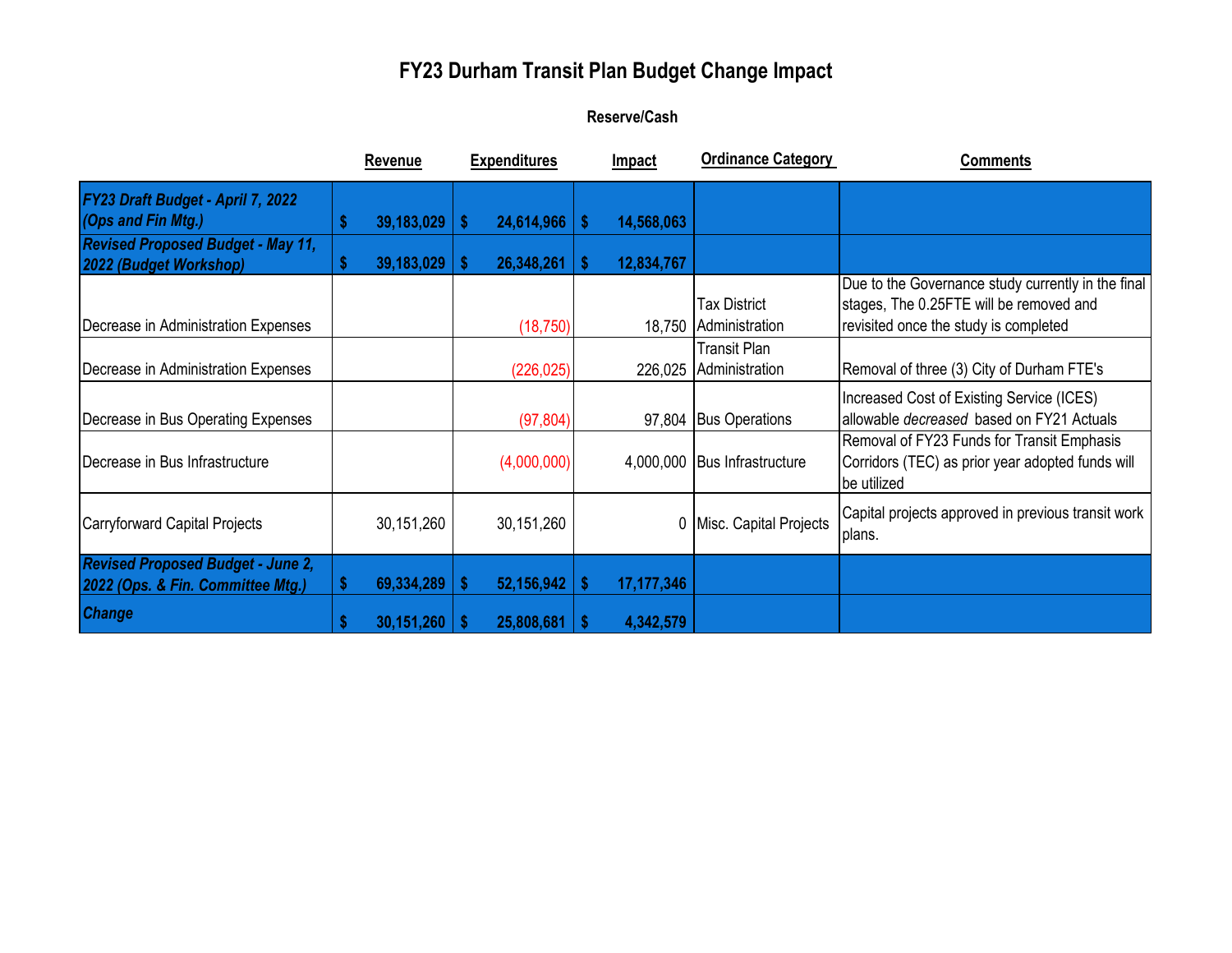# FY23 Durham Transit Plan Budget Change Impact

**Reserve/Cash**

| | Revenue | Expenditures | Impact | Ordinance Category | Comments |
|---|---|---|---|---|---|
| ***FY23 Draft Budget - April 7, 2022 (Ops and Fin Mtg.)*** | **$ 39,183,029** | **$ 24,614,966** | **$ 14,568,063** | | |
| ***Revised Proposed Budget - May 11, 2022 (Budget Workshop)*** | **$ 39,183,029** | **$ 26,348,261** | **$ 12,834,767** | | |
| Decrease in Administration Expenses | | (18,750) | 18,750 | Tax District Administration | Due to the Governance study currently in the final stages, The 0.25FTE will be removed and revisited once the study is completed |
| Decrease in Administration Expenses | | (226,025) | 226,025 | Transit Plan Administration | Removal of three (3) City of Durham FTE's |
| Decrease in Bus Operating Expenses | | (97,804) | 97,804 | Bus Operations | Increased Cost of Existing Service (ICES) allowable *decreased* based on FY21 Actuals |
| Decrease in Bus Infrastructure | | (4,000,000) | 4,000,000 | Bus Infrastructure | Removal of FY23 Funds for Transit Emphasis Corridors (TEC) as prior year adopted funds will be utilized |
| Carryforward Capital Projects | 30,151,260 | 30,151,260 | 0 | Misc. Capital Projects | Capital projects approved in previous transit work plans. |
| ***Revised Proposed Budget - June 2, 2022 (Ops. & Fin. Committee Mtg.)*** | **$ 69,334,289** | **$ 52,156,942** | **$ 17,177,346** | | |
| ***Change*** | **$ 30,151,260** | **$ 25,808,681** | **$ 4,342,579** | | |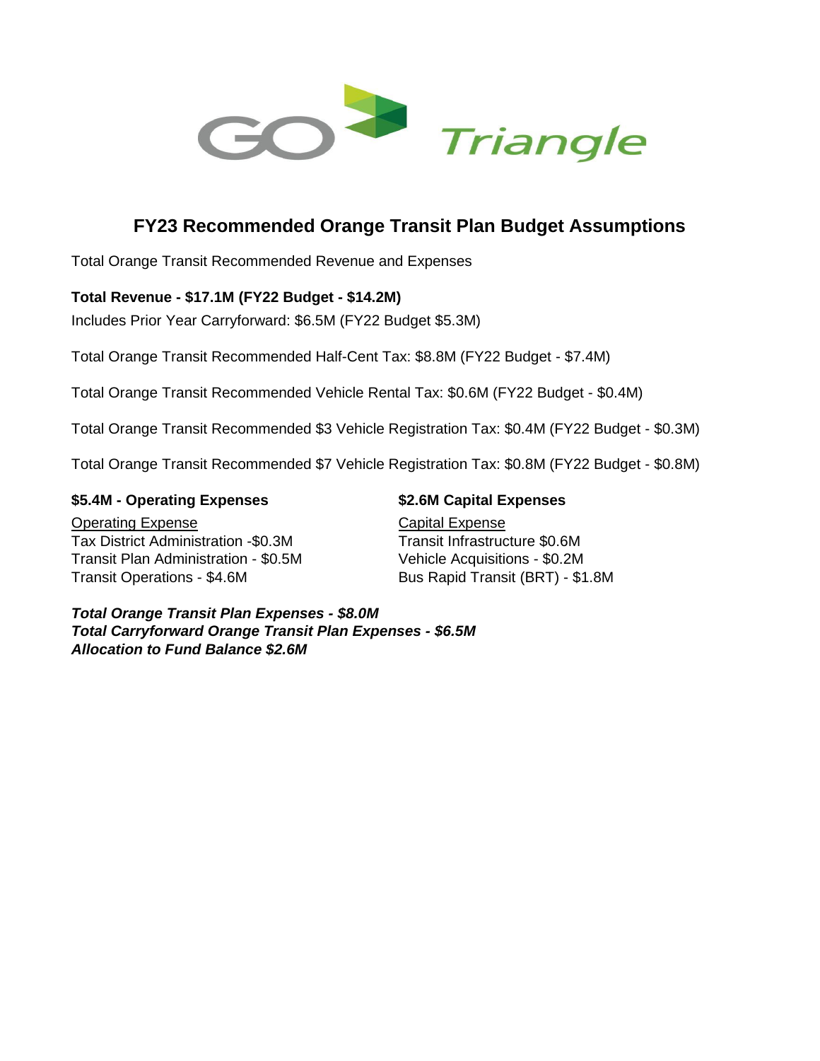# FY23 Recommended Orange Transit Plan Budget Assumptions

Total Orange Transit Recommended Revenue and Expenses

**Total Revenue - $17.1M (FY22 Budget - $14.2M)**

Includes Prior Year Carryforward: $6.5M (FY22 Budget $5.3M)

Total Orange Transit Recommended Half-Cent Tax: $8.8M (FY22 Budget - $7.4M)

Total Orange Transit Recommended Vehicle Rental Tax: $0.6M (FY22 Budget - $0.4M)

Total Orange Transit Recommended $3 Vehicle Registration Tax: $0.4M (FY22 Budget - $0.3M)

Total Orange Transit Recommended $7 Vehicle Registration Tax: $0.8M (FY22 Budget - $0.8M)

**$5.4M - Operating Expenses**

Operating Expense
Tax District Administration -$0.3M
Transit Plan Administration - $0.5M
Transit Operations - $4.6M

**$2.6M Capital Expenses**

Capital Expense
Transit Infrastructure $0.6M
Vehicle Acquisitions - $0.2M
Bus Rapid Transit (BRT) - $1.8M

***Total Orange Transit Plan Expenses - $8.0M***
***Total Carryforward Orange Transit Plan Expenses - $6.5M***
***Allocation to Fund Balance $2.6M***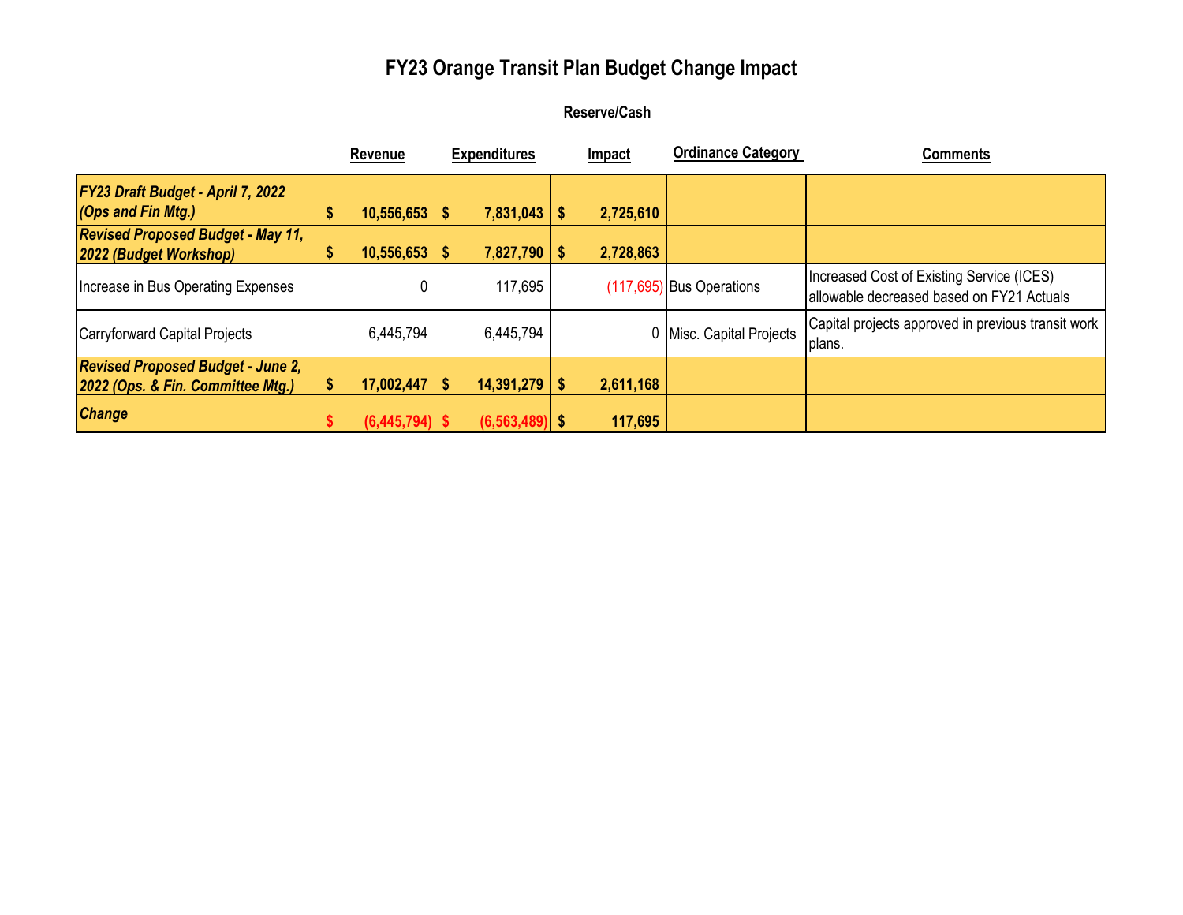# FY23 Orange Transit Plan Budget Change Impact

**Reserve/Cash**

| | Revenue | Expenditures | Impact | Ordinance Category | Comments |
|---|---|---|---|---|---|
| ***FY23 Draft Budget - April 7, 2022 (Ops and Fin Mtg.)*** | **$ 10,556,653** | **$ 7,831,043** | **$ 2,725,610** | | |
| ***Revised Proposed Budget - May 11, 2022 (Budget Workshop)*** | **$ 10,556,653** | **$ 7,827,790** | **$ 2,728,863** | | |
| Increase in Bus Operating Expenses | 0 | 117,695 | (117,695) | Bus Operations | Increased Cost of Existing Service (ICES) allowable decreased based on FY21 Actuals |
| Carryforward Capital Projects | 6,445,794 | 6,445,794 | 0 | Misc. Capital Projects | Capital projects approved in previous transit work plans. |
| ***Revised Proposed Budget - June 2, 2022 (Ops. & Fin. Committee Mtg.)*** | **$ 17,002,447** | **$ 14,391,279** | **$ 2,611,168** | | |
| ***Change*** | **$ (6,445,794)** | **$ (6,563,489)** | **$ 117,695** | | |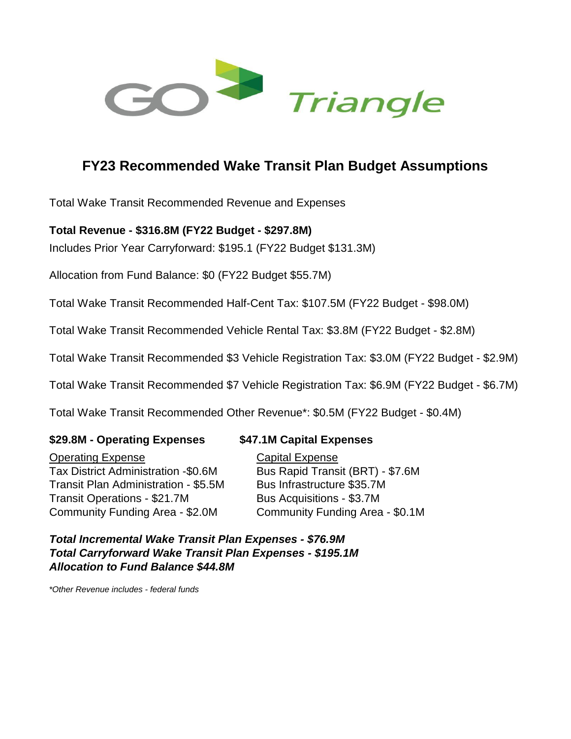GO Triangle

# FY23 Recommended Wake Transit Plan Budget Assumptions

Total Wake Transit Recommended Revenue and Expenses

**Total Revenue - $316.8M (FY22 Budget - $297.8M)**

Includes Prior Year Carryforward: $195.1 (FY22 Budget $131.3M)

Allocation from Fund Balance: $0 (FY22 Budget $55.7M)

Total Wake Transit Recommended Half-Cent Tax: $107.5M (FY22 Budget - $98.0M)

Total Wake Transit Recommended Vehicle Rental Tax: $3.8M (FY22 Budget - $2.8M)

Total Wake Transit Recommended $3 Vehicle Registration Tax: $3.0M (FY22 Budget - $2.9M)

Total Wake Transit Recommended $7 Vehicle Registration Tax: $6.9M (FY22 Budget - $6.7M)

Total Wake Transit Recommended Other Revenue*: $0.5M (FY22 Budget - $0.4M)

**$29.8M - Operating Expenses**

Operating Expense
Tax District Administration -$0.6M
Transit Plan Administration - $5.5M
Transit Operations - $21.7M
Community Funding Area - $2.0M

**$47.1M Capital Expenses**

Capital Expense
Bus Rapid Transit (BRT) - $7.6M
Bus Infrastructure $35.7M
Bus Acquisitions - $3.7M
Community Funding Area - $0.1M

***Total Incremental Wake Transit Plan Expenses - $76.9M***
***Total Carryforward Wake Transit Plan Expenses - $195.1M***
***Allocation to Fund Balance $44.8M***

*\*Other Revenue includes - federal funds*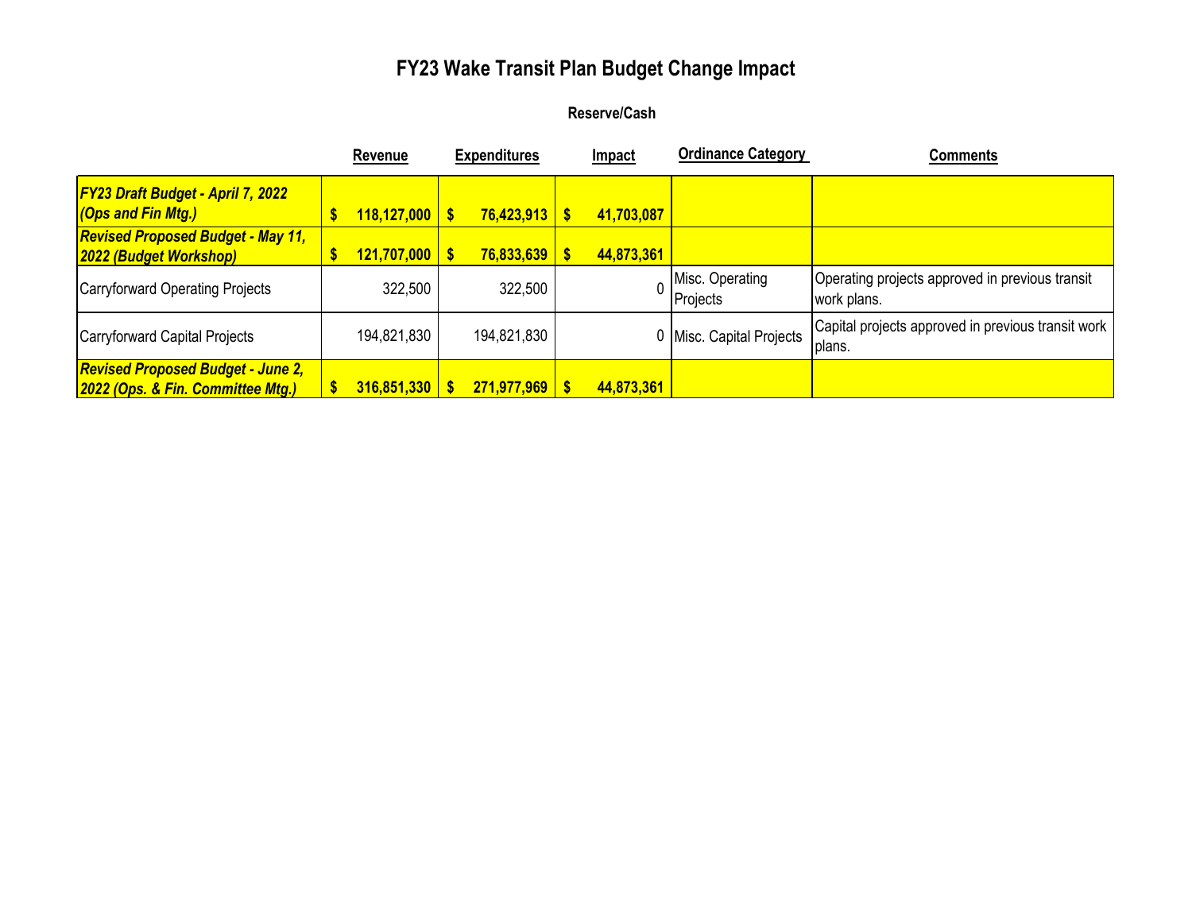# FY23 Wake Transit Plan Budget Change Impact

### Reserve/Cash

| | Revenue | Expenditures | Impact | Ordinance Category | Comments |
|---|---|---|---|---|---|
| ***FY23 Draft Budget - April 7, 2022 (Ops and Fin Mtg.)*** | **$ 118,127,000** | **$ 76,423,913** | **$ 41,703,087** | | |
| ***Revised Proposed Budget - May 11, 2022 (Budget Workshop)*** | **$ 121,707,000** | **$ 76,833,639** | **$ 44,873,361** | | |
| Carryforward Operating Projects | 322,500 | 322,500 | 0 | Misc. Operating Projects | Operating projects approved in previous transit work plans. |
| Carryforward Capital Projects | 194,821,830 | 194,821,830 | 0 | Misc. Capital Projects | Capital projects approved in previous transit work plans. |
| ***Revised Proposed Budget - June 2, 2022 (Ops. & Fin. Committee Mtg.)*** | **$ 316,851,330** | **$ 271,977,969** | **$ 44,873,361** | | |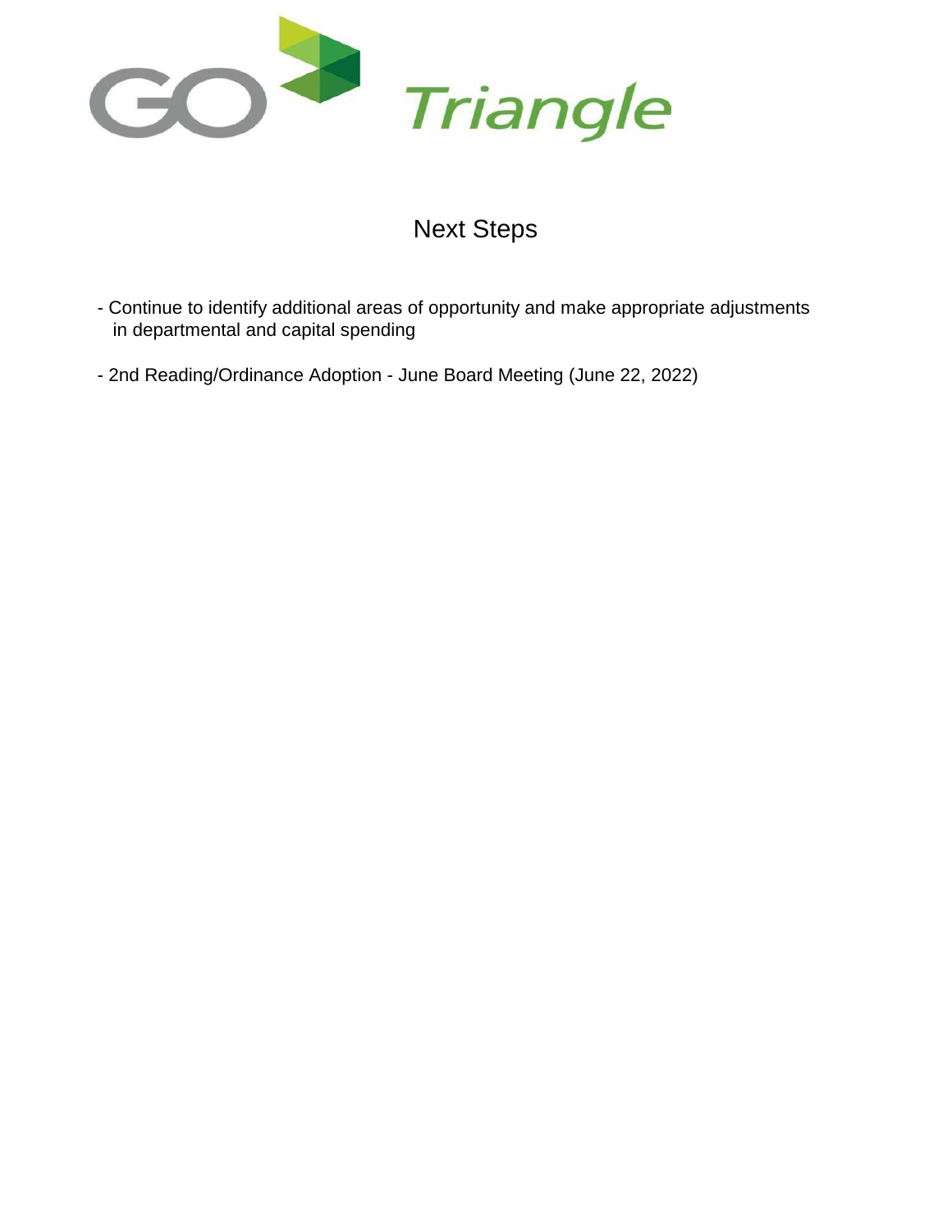GO Triangle

# Next Steps

- Continue to identify additional areas of opportunity and make appropriate adjustments in departmental and capital spending
- 2nd Reading/Ordinance Adoption - June Board Meeting (June 22, 2022)